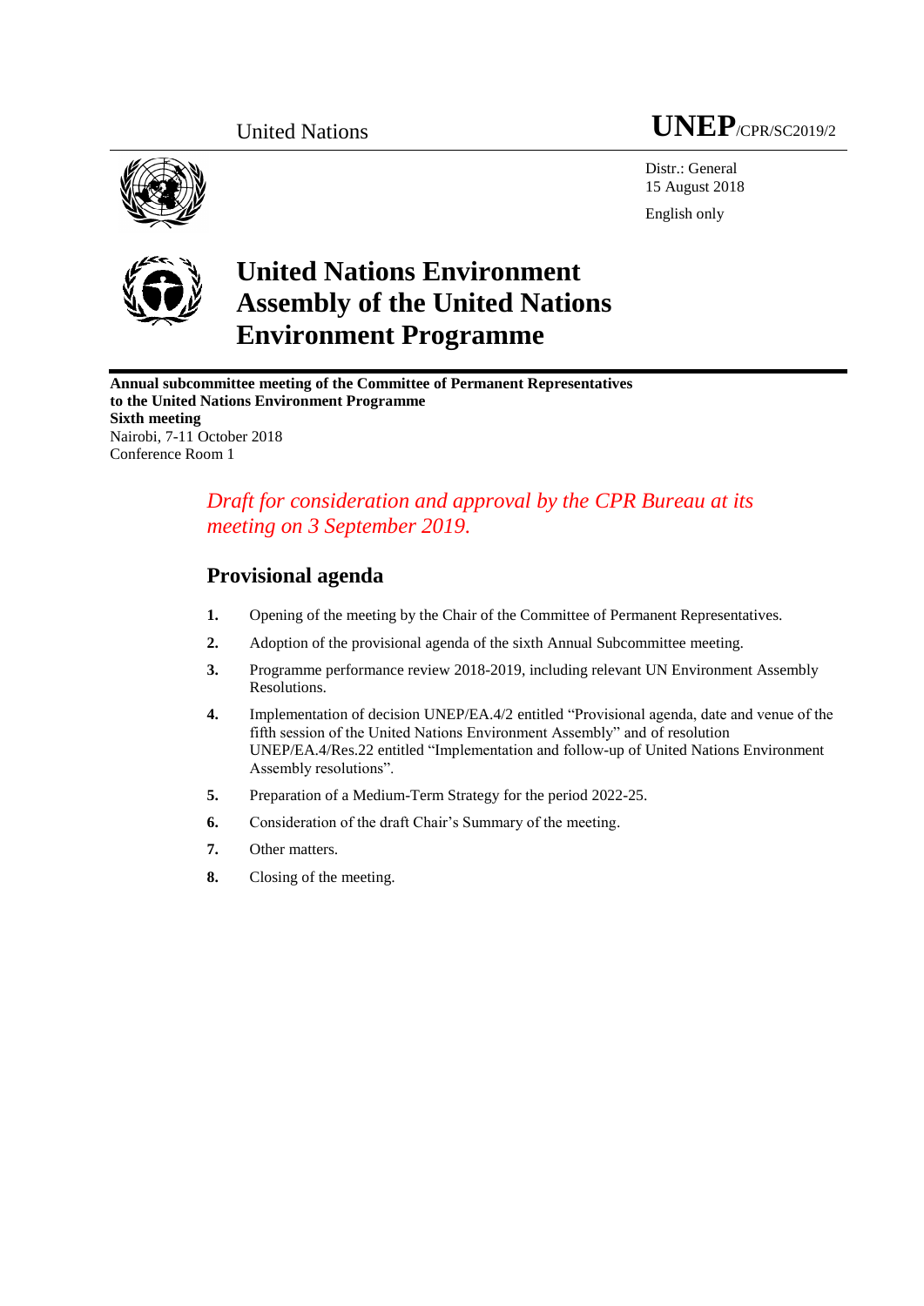United Nations

**UNEP**/CPR/SC2019/2

Distr.: General
15 August 2018

English only

# United Nations Environment Assembly of the United Nations Environment Programme

**Annual subcommittee meeting of the Committee of Permanent Representatives to the United Nations Environment Programme**
**Sixth meeting**
Nairobi, 7-11 October 2018
Conference Room 1

*Draft for consideration and approval by the CPR Bureau at its meeting on 3 September 2019.*

## Provisional agenda

1. Opening of the meeting by the Chair of the Committee of Permanent Representatives.
2. Adoption of the provisional agenda of the sixth Annual Subcommittee meeting.
3. Programme performance review 2018-2019, including relevant UN Environment Assembly Resolutions.
4. Implementation of decision UNEP/EA.4/2 entitled "Provisional agenda, date and venue of the fifth session of the United Nations Environment Assembly" and of resolution UNEP/EA.4/Res.22 entitled "Implementation and follow-up of United Nations Environment Assembly resolutions".
5. Preparation of a Medium-Term Strategy for the period 2022-25.
6. Consideration of the draft Chair's Summary of the meeting.
7. Other matters.
8. Closing of the meeting.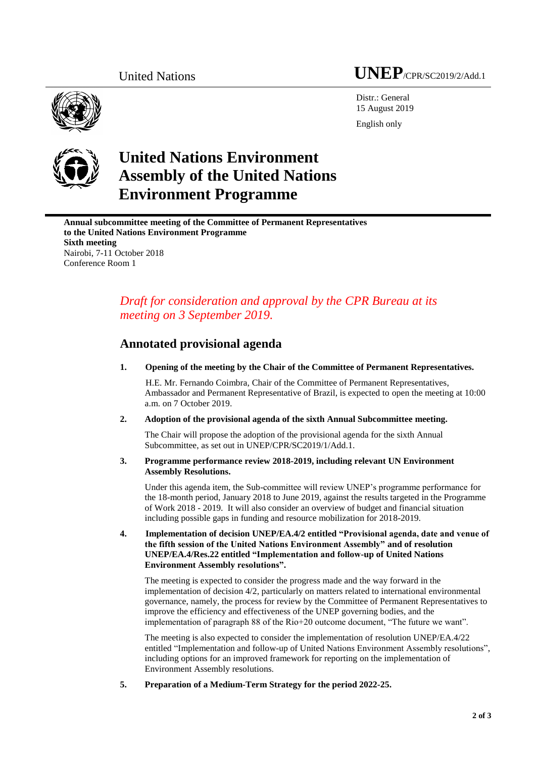United Nations

# UNEP/CPR/SC2019/2/Add.1

Distr.: General
15 August 2019

English only

# United Nations Environment Assembly of the United Nations Environment Programme

**Annual subcommittee meeting of the Committee of Permanent Representatives to the United Nations Environment Programme**
**Sixth meeting**
Nairobi, 7-11 October 2018
Conference Room 1

*Draft for consideration and approval by the CPR Bureau at its meeting on 3 September 2019.*

## Annotated provisional agenda

**1. Opening of the meeting by the Chair of the Committee of Permanent Representatives.**

H.E. Mr. Fernando Coimbra, Chair of the Committee of Permanent Representatives, Ambassador and Permanent Representative of Brazil, is expected to open the meeting at 10:00 a.m. on 7 October 2019.

**2. Adoption of the provisional agenda of the sixth Annual Subcommittee meeting.**

The Chair will propose the adoption of the provisional agenda for the sixth Annual Subcommittee, as set out in UNEP/CPR/SC2019/1/Add.1.

**3. Programme performance review 2018-2019, including relevant UN Environment Assembly Resolutions.**

Under this agenda item, the Sub-committee will review UNEP's programme performance for the 18-month period, January 2018 to June 2019, against the results targeted in the Programme of Work 2018 - 2019. It will also consider an overview of budget and financial situation including possible gaps in funding and resource mobilization for 2018-2019.

**4. Implementation of decision UNEP/EA.4/2 entitled "Provisional agenda, date and venue of the fifth session of the United Nations Environment Assembly" and of resolution UNEP/EA.4/Res.22 entitled "Implementation and follow-up of United Nations Environment Assembly resolutions".**

The meeting is expected to consider the progress made and the way forward in the implementation of decision 4/2, particularly on matters related to international environmental governance, namely, the process for review by the Committee of Permanent Representatives to improve the efficiency and effectiveness of the UNEP governing bodies, and the implementation of paragraph 88 of the Rio+20 outcome document, "The future we want".

The meeting is also expected to consider the implementation of resolution UNEP/EA.4/22 entitled "Implementation and follow-up of United Nations Environment Assembly resolutions", including options for an improved framework for reporting on the implementation of Environment Assembly resolutions.

**5. Preparation of a Medium-Term Strategy for the period 2022-25.**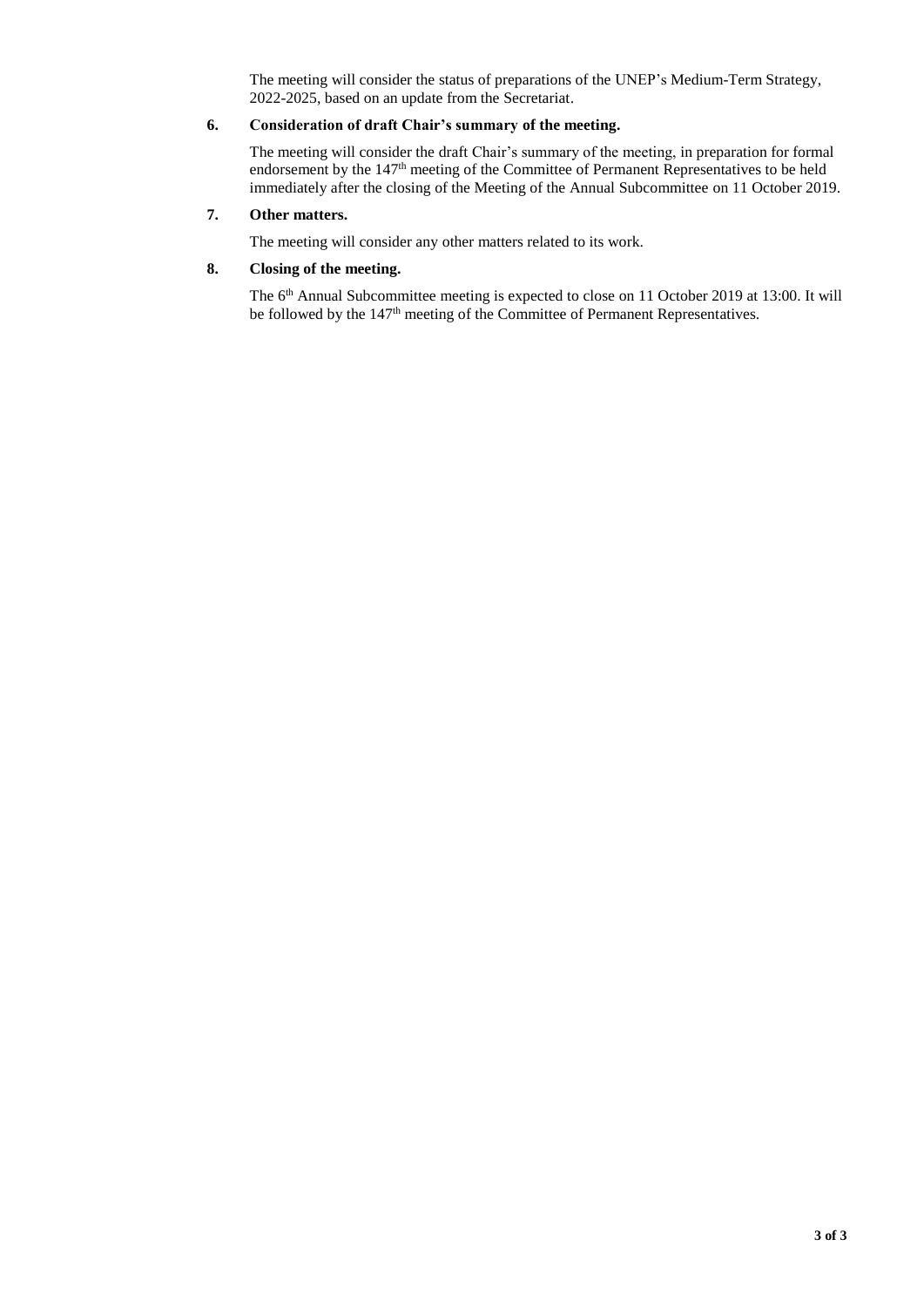The meeting will consider the status of preparations of the UNEP's Medium-Term Strategy, 2022-2025, based on an update from the Secretariat.

**6. Consideration of draft Chair's summary of the meeting.**

The meeting will consider the draft Chair's summary of the meeting, in preparation for formal endorsement by the 147th meeting of the Committee of Permanent Representatives to be held immediately after the closing of the Meeting of the Annual Subcommittee on 11 October 2019.

**7. Other matters.**

The meeting will consider any other matters related to its work.

**8. Closing of the meeting.**

The 6th Annual Subcommittee meeting is expected to close on 11 October 2019 at 13:00. It will be followed by the 147th meeting of the Committee of Permanent Representatives.